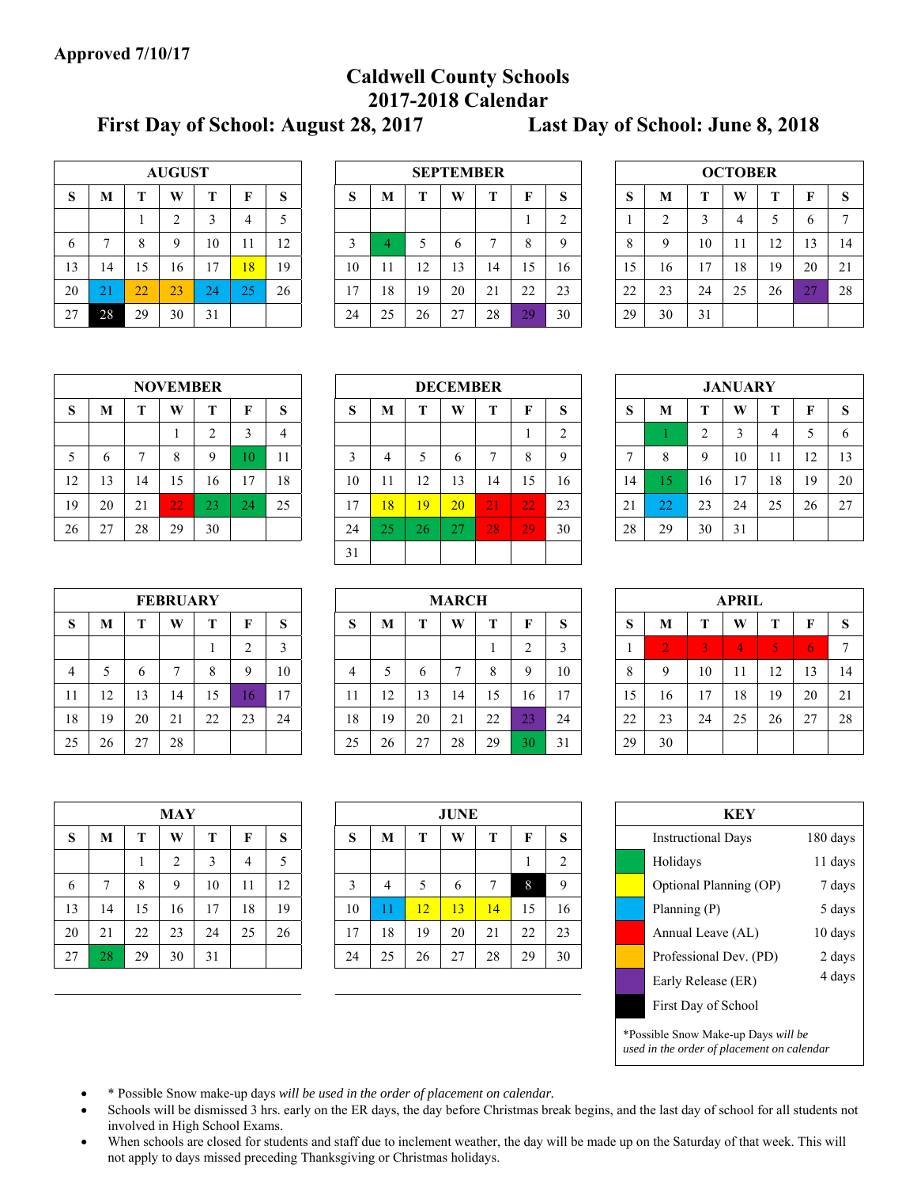**Approved 7/10/17**

# Caldwell County Schools
## 2017-2018 Calendar

**First Day of School: August 28, 2017** **Last Day of School: June 8, 2018**

### AUGUST

| S | M | T | W | T | F | S |
|---|---|---|---|---|---|---|
| | | 1 | 2 | 3 | 4 | 5 |
| 6 | 7 | 8 | 9 | 10 | 11 | 12 |
| 13 | 14 | 15 | 16 | 17 | 18 | 19 |
| 20 | 21 | 22 | 23 | 24 | 25 | 26 |
| 27 | 28 | 29 | 30 | 31 | | |

### SEPTEMBER

| S | M | T | W | T | F | S |
|---|---|---|---|---|---|---|
| | | | | | 1 | 2 |
| 3 | 4 | 5 | 6 | 7 | 8 | 9 |
| 10 | 11 | 12 | 13 | 14 | 15 | 16 |
| 17 | 18 | 19 | 20 | 21 | 22 | 23 |
| 24 | 25 | 26 | 27 | 28 | 29 | 30 |

### OCTOBER

| S | M | T | W | T | F | S |
|---|---|---|---|---|---|---|
| 1 | 2 | 3 | 4 | 5 | 6 | 7 |
| 8 | 9 | 10 | 11 | 12 | 13 | 14 |
| 15 | 16 | 17 | 18 | 19 | 20 | 21 |
| 22 | 23 | 24 | 25 | 26 | 27 | 28 |
| 29 | 30 | 31 | | | | |

### NOVEMBER

| S | M | T | W | T | F | S |
|---|---|---|---|---|---|---|
| | | | 1 | 2 | 3 | 4 |
| 5 | 6 | 7 | 8 | 9 | 10 | 11 |
| 12 | 13 | 14 | 15 | 16 | 17 | 18 |
| 19 | 20 | 21 | 22 | 23 | 24 | 25 |
| 26 | 27 | 28 | 29 | 30 | | |

### DECEMBER

| S | M | T | W | T | F | S |
|---|---|---|---|---|---|---|
| | | | | | 1 | 2 |
| 3 | 4 | 5 | 6 | 7 | 8 | 9 |
| 10 | 11 | 12 | 13 | 14 | 15 | 16 |
| 17 | 18 | 19 | 20 | 21 | 22 | 23 |
| 24 | 25 | 26 | 27 | 28 | 29 | 30 |
| 31 | | | | | | |

### JANUARY

| S | M | T | W | T | F | S |
|---|---|---|---|---|---|---|
| | 1 | 2 | 3 | 4 | 5 | 6 |
| 7 | 8 | 9 | 10 | 11 | 12 | 13 |
| 14 | 15 | 16 | 17 | 18 | 19 | 20 |
| 21 | 22 | 23 | 24 | 25 | 26 | 27 |
| 28 | 29 | 30 | 31 | | | |

### FEBRUARY

| S | M | T | W | T | F | S |
|---|---|---|---|---|---|---|
| | | | | 1 | 2 | 3 |
| 4 | 5 | 6 | 7 | 8 | 9 | 10 |
| 11 | 12 | 13 | 14 | 15 | 16 | 17 |
| 18 | 19 | 20 | 21 | 22 | 23 | 24 |
| 25 | 26 | 27 | 28 | | | |

### MARCH

| S | M | T | W | T | F | S |
|---|---|---|---|---|---|---|
| | | | | 1 | 2 | 3 |
| 4 | 5 | 6 | 7 | 8 | 9 | 10 |
| 11 | 12 | 13 | 14 | 15 | 16 | 17 |
| 18 | 19 | 20 | 21 | 22 | 23 | 24 |
| 25 | 26 | 27 | 28 | 29 | 30 | 31 |

### APRIL

| S | M | T | W | T | F | S |
|---|---|---|---|---|---|---|
| 1 | 2 | 3 | 4 | 5 | 6 | 7 |
| 8 | 9 | 10 | 11 | 12 | 13 | 14 |
| 15 | 16 | 17 | 18 | 19 | 20 | 21 |
| 22 | 23 | 24 | 25 | 26 | 27 | 28 |
| 29 | 30 | | | | | |

### MAY

| S | M | T | W | T | F | S |
|---|---|---|---|---|---|---|
| | | 1 | 2 | 3 | 4 | 5 |
| 6 | 7 | 8 | 9 | 10 | 11 | 12 |
| 13 | 14 | 15 | 16 | 17 | 18 | 19 |
| 20 | 21 | 22 | 23 | 24 | 25 | 26 |
| 27 | 28 | 29 | 30 | 31 | | |

### JUNE

| S | M | T | W | T | F | S |
|---|---|---|---|---|---|---|
| | | | | | 1 | 2 |
| 3 | 4 | 5 | 6 | 7 | 8 | 9 |
| 10 | 11 | 12 | 13 | 14 | 15 | 16 |
| 17 | 18 | 19 | 20 | 21 | 22 | 23 |
| 24 | 25 | 26 | 27 | 28 | 29 | 30 |

### KEY

| Key | Days |
|---|---|
| Instructional Days | 180 days |
| Holidays | 11 days |
| Optional Planning (OP) | 7 days |
| Planning (P) | 5 days |
| Annual Leave (AL) | 10 days |
| Professional Dev. (PD) | 2 days |
| Early Release (ER) | 4 days |
| First Day of School | |

*Possible Snow Make-up Days *will be used in the order of placement on calendar*

- * Possible Snow make-up days *will be used in the order of placement on calendar.*
- Schools will be dismissed 3 hrs. early on the ER days, the day before Christmas break begins, and the last day of school for all students not involved in High School Exams.
- When schools are closed for students and staff due to inclement weather, the day will be made up on the Saturday of that week. This will not apply to days missed preceding Thanksgiving or Christmas holidays.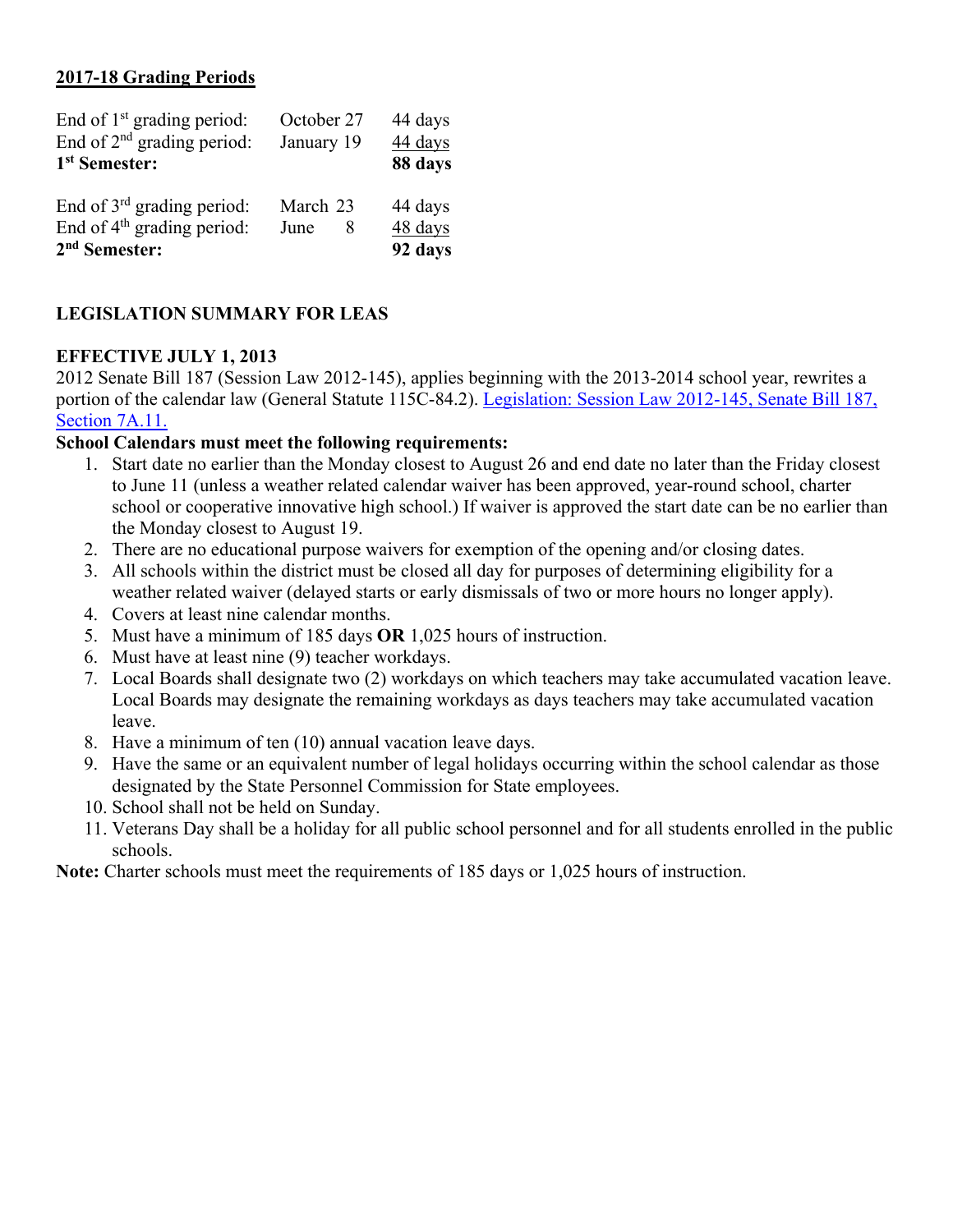## 2017-18 Grading Periods

| | | |
|---|---|---|
| End of 1st grading period: | October 27 | 44 days |
| End of 2nd grading period: | January 19 | 44 days |
| **1st Semester:** | | **88 days** |
| End of 3rd grading period: | March 23 | 44 days |
| End of 4th grading period: | June 8 | 48 days |
| **2nd Semester:** | | **92 days** |

## LEGISLATION SUMMARY FOR LEAS

### EFFECTIVE JULY 1, 2013

2012 Senate Bill 187 (Session Law 2012-145), applies beginning with the 2013-2014 school year, rewrites a portion of the calendar law (General Statute 115C-84.2). Legislation: Session Law 2012-145, Senate Bill 187, Section 7A.11.

**School Calendars must meet the following requirements:**

1. Start date no earlier than the Monday closest to August 26 and end date no later than the Friday closest to June 11 (unless a weather related calendar waiver has been approved, year-round school, charter school or cooperative innovative high school.) If waiver is approved the start date can be no earlier than the Monday closest to August 19.
2. There are no educational purpose waivers for exemption of the opening and/or closing dates.
3. All schools within the district must be closed all day for purposes of determining eligibility for a weather related waiver (delayed starts or early dismissals of two or more hours no longer apply).
4. Covers at least nine calendar months.
5. Must have a minimum of 185 days **OR** 1,025 hours of instruction.
6. Must have at least nine (9) teacher workdays.
7. Local Boards shall designate two (2) workdays on which teachers may take accumulated vacation leave. Local Boards may designate the remaining workdays as days teachers may take accumulated vacation leave.
8. Have a minimum of ten (10) annual vacation leave days.
9. Have the same or an equivalent number of legal holidays occurring within the school calendar as those designated by the State Personnel Commission for State employees.
10. School shall not be held on Sunday.
11. Veterans Day shall be a holiday for all public school personnel and for all students enrolled in the public schools.

**Note:** Charter schools must meet the requirements of 185 days or 1,025 hours of instruction.